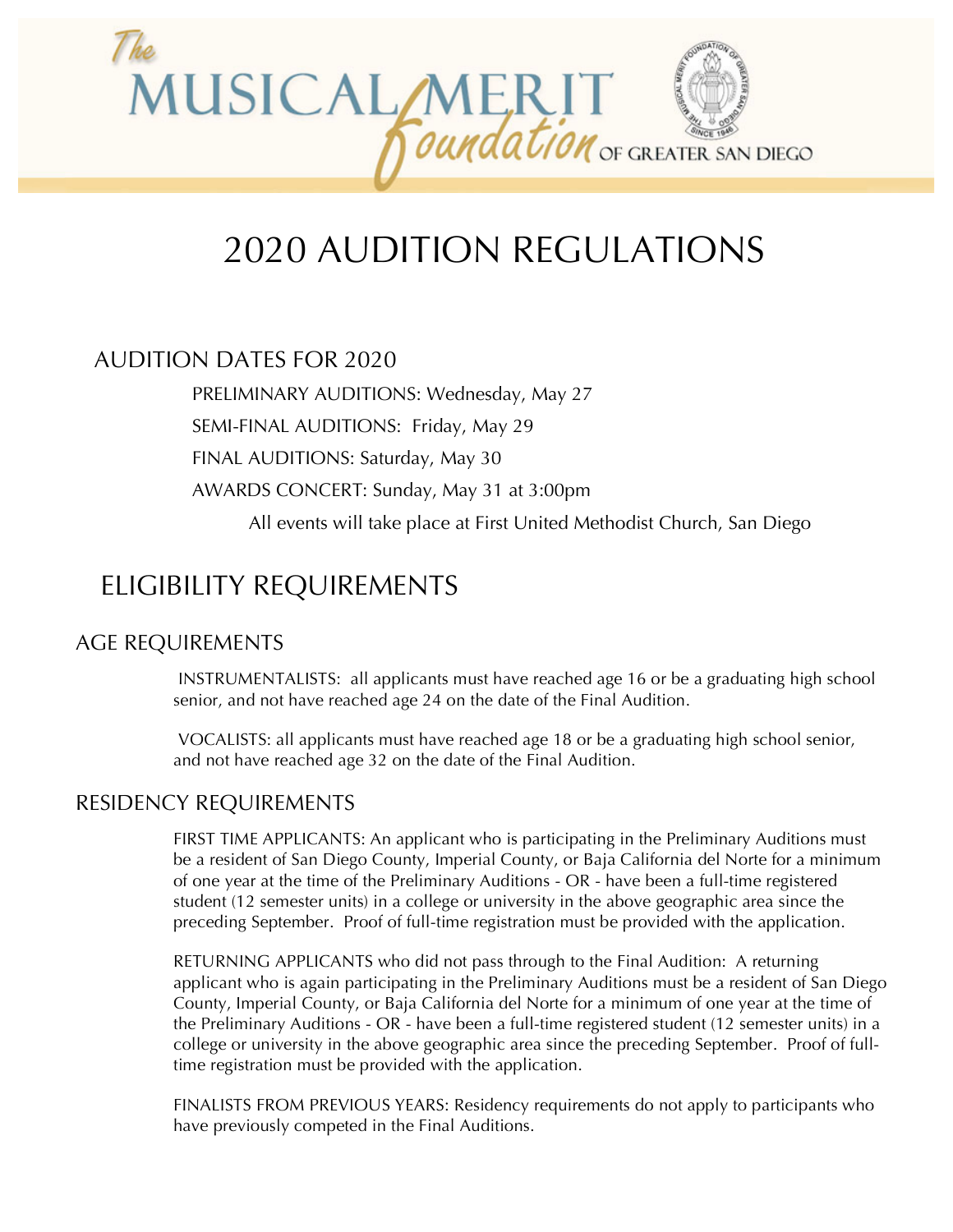# The MUSICAL MERIT Foundation OF GREATER SAN DIEGO

# 2020 AUDITION REGULATIONS

## AUDITION DATES FOR 2020

PRELIMINARY AUDITIONS: Wednesday, May 27

SEMI-FINAL AUDITIONS: Friday, May 29

FINAL AUDITIONS: Saturday, May 30

AWARDS CONCERT: Sunday, May 31 at 3:00pm

All events will take place at First United Methodist Church, San Diego

## ELIGIBILITY REQUIREMENTS

### AGE REQUIREMENTS

INSTRUMENTALISTS: all applicants must have reached age 16 or be a graduating high school senior, and not have reached age 24 on the date of the Final Audition.

VOCALISTS: all applicants must have reached age 18 or be a graduating high school senior, and not have reached age 32 on the date of the Final Audition.

### RESIDENCY REQUIREMENTS

FIRST TIME APPLICANTS: An applicant who is participating in the Preliminary Auditions must be a resident of San Diego County, Imperial County, or Baja California del Norte for a minimum of one year at the time of the Preliminary Auditions - OR - have been a full-time registered student (12 semester units) in a college or university in the above geographic area since the preceding September. Proof of full-time registration must be provided with the application.

RETURNING APPLICANTS who did not pass through to the Final Audition: A returning applicant who is again participating in the Preliminary Auditions must be a resident of San Diego County, Imperial County, or Baja California del Norte for a minimum of one year at the time of the Preliminary Auditions - OR - have been a full-time registered student (12 semester units) in a college or university in the above geographic area since the preceding September. Proof of full-time registration must be provided with the application.

FINALISTS FROM PREVIOUS YEARS: Residency requirements do not apply to participants who have previously competed in the Final Auditions.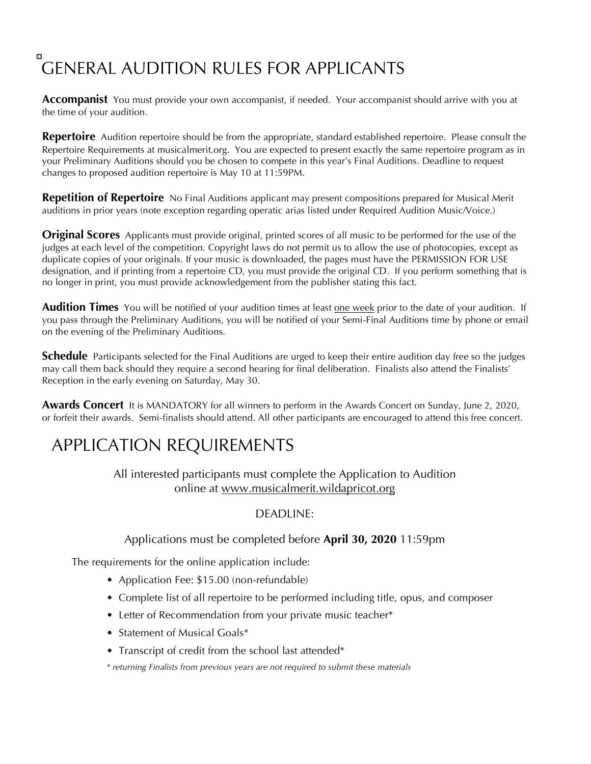# GENERAL AUDITION RULES FOR APPLICANTS

**Accompanist** You must provide your own accompanist, if needed. Your accompanist should arrive with you at the time of your audition.

**Repertoire** Audition repertoire should be from the appropriate, standard established repertoire. Please consult the Repertoire Requirements at musicalmerit.org. You are expected to present exactly the same repertoire program as in your Preliminary Auditions should you be chosen to compete in this year's Final Auditions. Deadline to request changes to proposed audition repertoire is May 10 at 11:59PM.

**Repetition of Repertoire** No Final Auditions applicant may present compositions prepared for Musical Merit auditions in prior years (note exception regarding operatic arias listed under Required Audition Music/Voice.)

**Original Scores** Applicants must provide original, printed scores of all music to be performed for the use of the judges at each level of the competition. Copyright laws do not permit us to allow the use of photocopies, except as duplicate copies of your originals. If your music is downloaded, the pages must have the PERMISSION FOR USE designation, and if printing from a repertoire CD, you must provide the original CD. If you perform something that is no longer in print, you must provide acknowledgement from the publisher stating this fact.

**Audition Times** You will be notified of your audition times at least one week prior to the date of your audition. If you pass through the Preliminary Auditions, you will be notified of your Semi-Final Auditions time by phone or email on the evening of the Preliminary Auditions.

**Schedule** Participants selected for the Final Auditions are urged to keep their entire audition day free so the judges may call them back should they require a second hearing for final deliberation. Finalists also attend the Finalists' Reception in the early evening on Saturday, May 30.

**Awards Concert** It is MANDATORY for all winners to perform in the Awards Concert on Sunday, June 2, 2020, or forfeit their awards. Semi-finalists should attend. All other participants are encouraged to attend this free concert.

# APPLICATION REQUIREMENTS

All interested participants must complete the Application to Audition online at www.musicalmerit.wildapricot.org

DEADLINE:

Applications must be completed before **April 30, 2020** 11:59pm

The requirements for the online application include:

- Application Fee: $15.00 (non-refundable)
- Complete list of all repertoire to be performed including title, opus, and composer
- Letter of Recommendation from your private music teacher*
- Statement of Musical Goals*
- Transcript of credit from the school last attended*

*\* returning Finalists from previous years are not required to submit these materials*